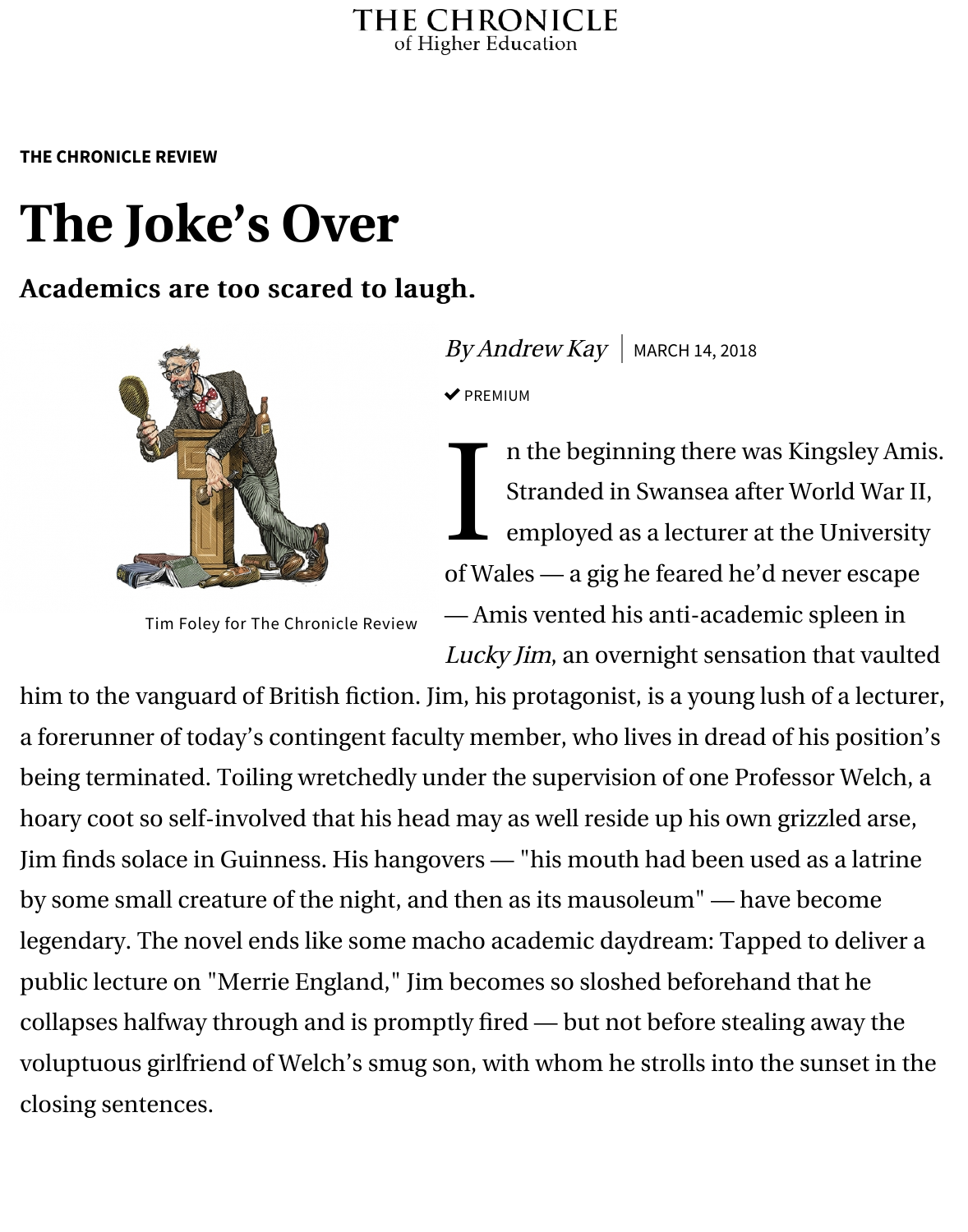THE CHRONICLE of Higher Education

THE CHRONICLE REVIEW

# The Joke's Over

### Academics are too scared to laugh.

*By Andrew Kay* | MARCH 14, 2018

✔ PREMIUM

Tim Foley for The Chronicle Review

In the beginning there was Kingsley Amis. Stranded in Swansea after World War II, employed as a lecturer at the University of Wales — a gig he feared he'd never escape — Amis vented his anti-academic spleen in *Lucky Jim*, an overnight sensation that vaulted him to the vanguard of British fiction. Jim, his protagonist, is a young lush of a lecturer, a forerunner of today's contingent faculty member, who lives in dread of his position's being terminated. Toiling wretchedly under the supervision of one Professor Welch, a hoary coot so self-involved that his head may as well reside up his own grizzled arse, Jim finds solace in Guinness. His hangovers — "his mouth had been used as a latrine by some small creature of the night, and then as its mausoleum" — have become legendary. The novel ends like some macho academic daydream: Tapped to deliver a public lecture on "Merrie England," Jim becomes so sloshed beforehand that he collapses halfway through and is promptly fired — but not before stealing away the voluptuous girlfriend of Welch's smug son, with whom he strolls into the sunset in the closing sentences.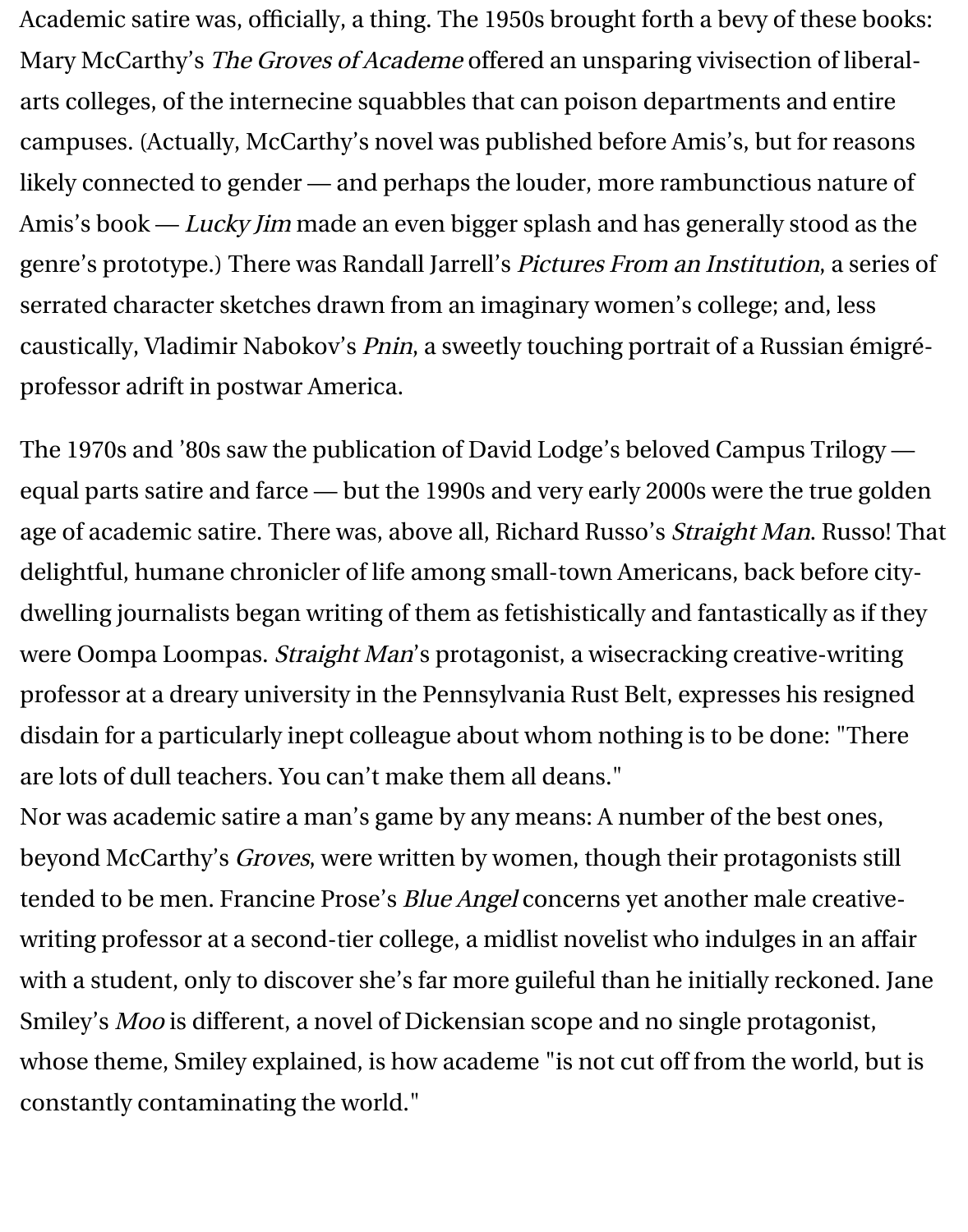Academic satire was, officially, a thing. The 1950s brought forth a bevy of these books: Mary McCarthy's *The Groves of Academe* offered an unsparing vivisection of liberal-arts colleges, of the internecine squabbles that can poison departments and entire campuses. (Actually, McCarthy's novel was published before Amis's, but for reasons likely connected to gender — and perhaps the louder, more rambunctious nature of Amis's book — *Lucky Jim* made an even bigger splash and has generally stood as the genre's prototype.) There was Randall Jarrell's *Pictures From an Institution*, a series of serrated character sketches drawn from an imaginary women's college; and, less caustically, Vladimir Nabokov's *Pnin*, a sweetly touching portrait of a Russian émigré-professor adrift in postwar America.

The 1970s and '80s saw the publication of David Lodge's beloved Campus Trilogy — equal parts satire and farce — but the 1990s and very early 2000s were the true golden age of academic satire. There was, above all, Richard Russo's *Straight Man*. Russo! That delightful, humane chronicler of life among small-town Americans, back before city-dwelling journalists began writing of them as fetishistically and fantastically as if they were Oompa Loompas. *Straight Man*'s protagonist, a wisecracking creative-writing professor at a dreary university in the Pennsylvania Rust Belt, expresses his resigned disdain for a particularly inept colleague about whom nothing is to be done: "There are lots of dull teachers. You can't make them all deans."

Nor was academic satire a man's game by any means: A number of the best ones, beyond McCarthy's *Groves*, were written by women, though their protagonists still tended to be men. Francine Prose's *Blue Angel* concerns yet another male creative-writing professor at a second-tier college, a midlist novelist who indulges in an affair with a student, only to discover she's far more guileful than he initially reckoned. Jane Smiley's *Moo* is different, a novel of Dickensian scope and no single protagonist, whose theme, Smiley explained, is how academe "is not cut off from the world, but is constantly contaminating the world."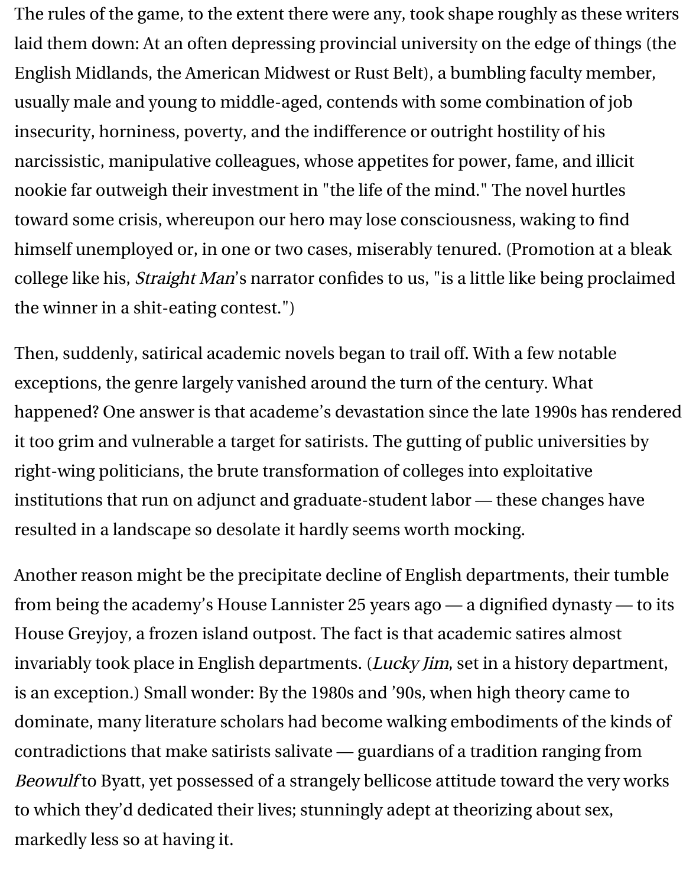The rules of the game, to the extent there were any, took shape roughly as these writers laid them down: At an often depressing provincial university on the edge of things (the English Midlands, the American Midwest or Rust Belt), a bumbling faculty member, usually male and young to middle-aged, contends with some combination of job insecurity, horniness, poverty, and the indifference or outright hostility of his narcissistic, manipulative colleagues, whose appetites for power, fame, and illicit nookie far outweigh their investment in "the life of the mind." The novel hurtles toward some crisis, whereupon our hero may lose consciousness, waking to find himself unemployed or, in one or two cases, miserably tenured. (Promotion at a bleak college like his, *Straight Man*'s narrator confides to us, "is a little like being proclaimed the winner in a shit-eating contest.")

Then, suddenly, satirical academic novels began to trail off. With a few notable exceptions, the genre largely vanished around the turn of the century. What happened? One answer is that academe's devastation since the late 1990s has rendered it too grim and vulnerable a target for satirists. The gutting of public universities by right-wing politicians, the brute transformation of colleges into exploitative institutions that run on adjunct and graduate-student labor — these changes have resulted in a landscape so desolate it hardly seems worth mocking.

Another reason might be the precipitate decline of English departments, their tumble from being the academy's House Lannister 25 years ago — a dignified dynasty — to its House Greyjoy, a frozen island outpost. The fact is that academic satires almost invariably took place in English departments. (*Lucky Jim*, set in a history department, is an exception.) Small wonder: By the 1980s and '90s, when high theory came to dominate, many literature scholars had become walking embodiments of the kinds of contradictions that make satirists salivate — guardians of a tradition ranging from *Beowulf* to Byatt, yet possessed of a strangely bellicose attitude toward the very works to which they'd dedicated their lives; stunningly adept at theorizing about sex, markedly less so at having it.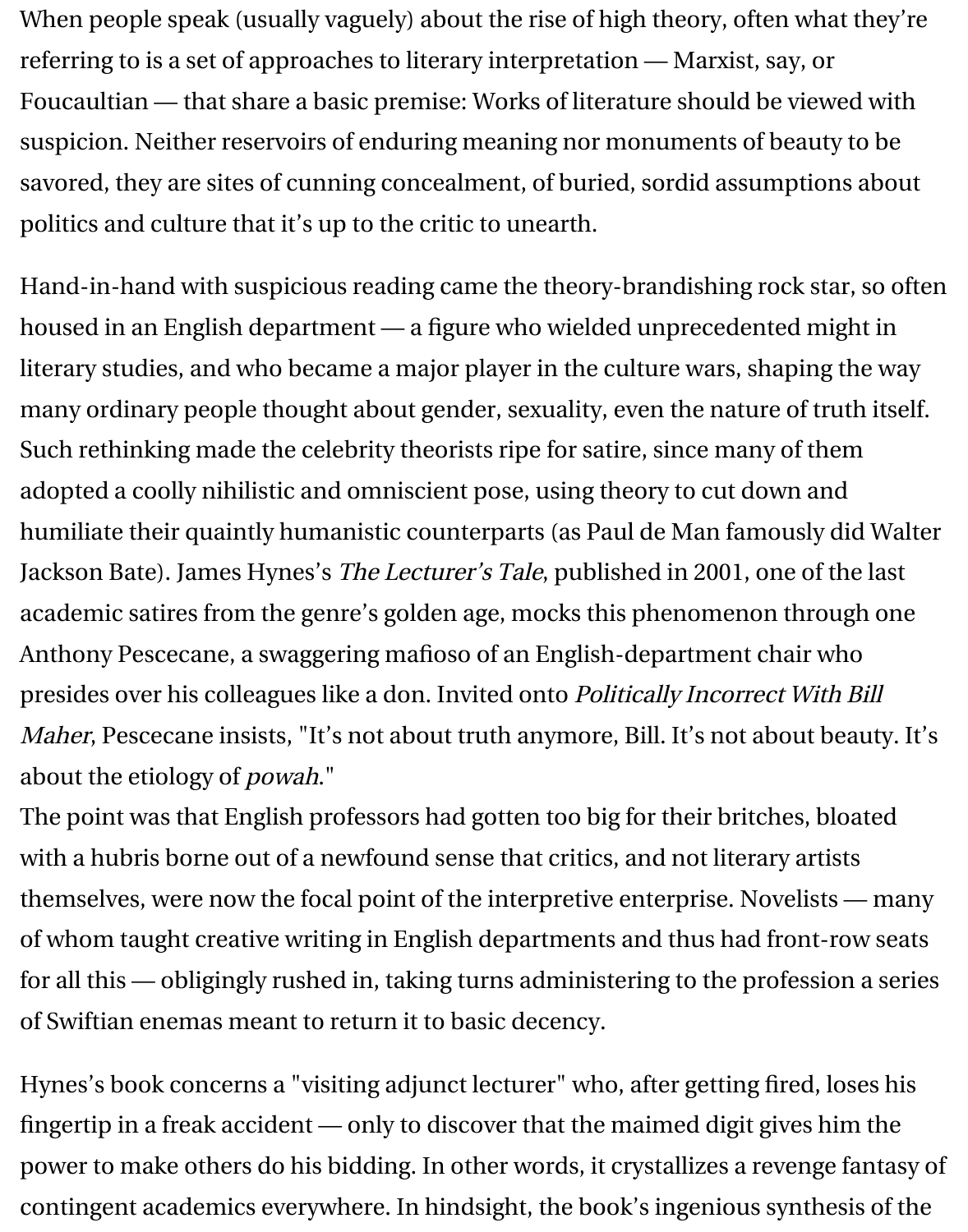When people speak (usually vaguely) about the rise of high theory, often what they're referring to is a set of approaches to literary interpretation — Marxist, say, or Foucaultian — that share a basic premise: Works of literature should be viewed with suspicion. Neither reservoirs of enduring meaning nor monuments of beauty to be savored, they are sites of cunning concealment, of buried, sordid assumptions about politics and culture that it's up to the critic to unearth.

Hand-in-hand with suspicious reading came the theory-brandishing rock star, so often housed in an English department — a figure who wielded unprecedented might in literary studies, and who became a major player in the culture wars, shaping the way many ordinary people thought about gender, sexuality, even the nature of truth itself. Such rethinking made the celebrity theorists ripe for satire, since many of them adopted a coolly nihilistic and omniscient pose, using theory to cut down and humiliate their quaintly humanistic counterparts (as Paul de Man famously did Walter Jackson Bate). James Hynes's *The Lecturer's Tale*, published in 2001, one of the last academic satires from the genre's golden age, mocks this phenomenon through one Anthony Pescecane, a swaggering mafioso of an English-department chair who presides over his colleagues like a don. Invited onto *Politically Incorrect With Bill Maher*, Pescecane insists, "It's not about truth anymore, Bill. It's not about beauty. It's about the etiology of *powah*."

The point was that English professors had gotten too big for their britches, bloated with a hubris borne out of a newfound sense that critics, and not literary artists themselves, were now the focal point of the interpretive enterprise. Novelists — many of whom taught creative writing in English departments and thus had front-row seats for all this — obligingly rushed in, taking turns administering to the profession a series of Swiftian enemas meant to return it to basic decency.

Hynes's book concerns a "visiting adjunct lecturer" who, after getting fired, loses his fingertip in a freak accident — only to discover that the maimed digit gives him the power to make others do his bidding. In other words, it crystallizes a revenge fantasy of contingent academics everywhere. In hindsight, the book's ingenious synthesis of the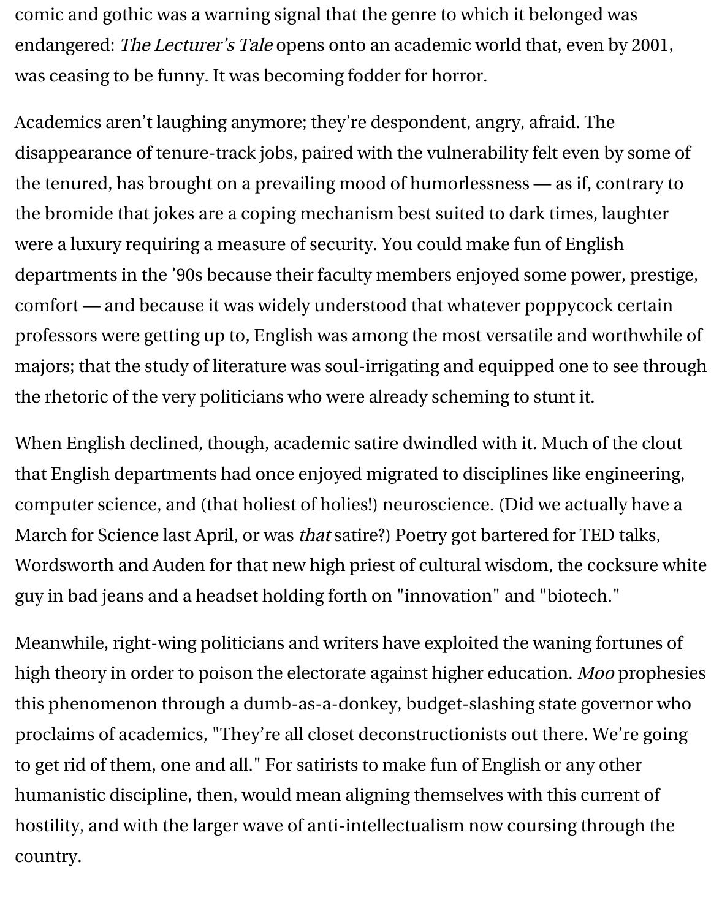comic and gothic was a warning signal that the genre to which it belonged was endangered: *The Lecturer's Tale* opens onto an academic world that, even by 2001, was ceasing to be funny. It was becoming fodder for horror.

Academics aren't laughing anymore; they're despondent, angry, afraid. The disappearance of tenure-track jobs, paired with the vulnerability felt even by some of the tenured, has brought on a prevailing mood of humorlessness — as if, contrary to the bromide that jokes are a coping mechanism best suited to dark times, laughter were a luxury requiring a measure of security. You could make fun of English departments in the '90s because their faculty members enjoyed some power, prestige, comfort — and because it was widely understood that whatever poppycock certain professors were getting up to, English was among the most versatile and worthwhile of majors; that the study of literature was soul-irrigating and equipped one to see through the rhetoric of the very politicians who were already scheming to stunt it.

When English declined, though, academic satire dwindled with it. Much of the clout that English departments had once enjoyed migrated to disciplines like engineering, computer science, and (that holiest of holies!) neuroscience. (Did we actually have a March for Science last April, or was *that* satire?) Poetry got bartered for TED talks, Wordsworth and Auden for that new high priest of cultural wisdom, the cocksure white guy in bad jeans and a headset holding forth on "innovation" and "biotech."

Meanwhile, right-wing politicians and writers have exploited the waning fortunes of high theory in order to poison the electorate against higher education. *Moo* prophesies this phenomenon through a dumb-as-a-donkey, budget-slashing state governor who proclaims of academics, "They're all closet deconstructionists out there. We're going to get rid of them, one and all." For satirists to make fun of English or any other humanistic discipline, then, would mean aligning themselves with this current of hostility, and with the larger wave of anti-intellectualism now coursing through the country.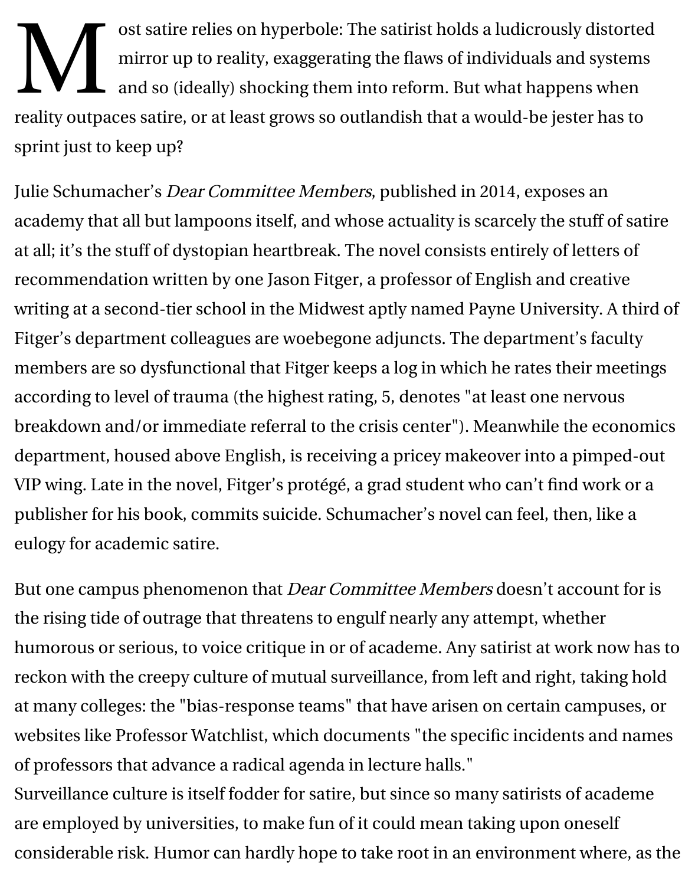Most satire relies on hyperbole: The satirist holds a ludicrously distorted mirror up to reality, exaggerating the flaws of individuals and systems and so (ideally) shocking them into reform. But what happens when reality outpaces satire, or at least grows so outlandish that a would-be jester has to sprint just to keep up?

Julie Schumacher's *Dear Committee Members*, published in 2014, exposes an academy that all but lampoons itself, and whose actuality is scarcely the stuff of satire at all; it's the stuff of dystopian heartbreak. The novel consists entirely of letters of recommendation written by one Jason Fitger, a professor of English and creative writing at a second-tier school in the Midwest aptly named Payne University. A third of Fitger's department colleagues are woebegone adjuncts. The department's faculty members are so dysfunctional that Fitger keeps a log in which he rates their meetings according to level of trauma (the highest rating, 5, denotes "at least one nervous breakdown and/or immediate referral to the crisis center"). Meanwhile the economics department, housed above English, is receiving a pricey makeover into a pimped-out VIP wing. Late in the novel, Fitger's protégé, a grad student who can't find work or a publisher for his book, commits suicide. Schumacher's novel can feel, then, like a eulogy for academic satire.

But one campus phenomenon that *Dear Committee Members* doesn't account for is the rising tide of outrage that threatens to engulf nearly any attempt, whether humorous or serious, to voice critique in or of academe. Any satirist at work now has to reckon with the creepy culture of mutual surveillance, from left and right, taking hold at many colleges: the "bias-response teams" that have arisen on certain campuses, or websites like Professor Watchlist, which documents "the specific incidents and names of professors that advance a radical agenda in lecture halls."

Surveillance culture is itself fodder for satire, but since so many satirists of academe are employed by universities, to make fun of it could mean taking upon oneself considerable risk. Humor can hardly hope to take root in an environment where, as the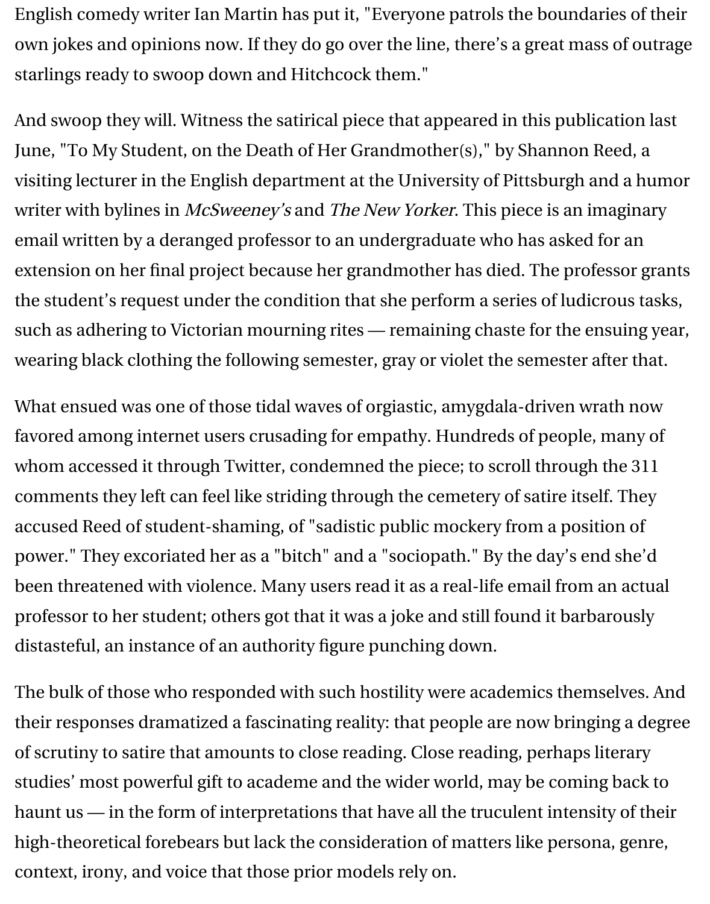English comedy writer Ian Martin has put it, "Everyone patrols the boundaries of their own jokes and opinions now. If they do go over the line, there's a great mass of outrage starlings ready to swoop down and Hitchcock them."

And swoop they will. Witness the satirical piece that appeared in this publication last June, "To My Student, on the Death of Her Grandmother(s)," by Shannon Reed, a visiting lecturer in the English department at the University of Pittsburgh and a humor writer with bylines in *McSweeney's* and *The New Yorker*. This piece is an imaginary email written by a deranged professor to an undergraduate who has asked for an extension on her final project because her grandmother has died. The professor grants the student's request under the condition that she perform a series of ludicrous tasks, such as adhering to Victorian mourning rites — remaining chaste for the ensuing year, wearing black clothing the following semester, gray or violet the semester after that.

What ensued was one of those tidal waves of orgiastic, amygdala-driven wrath now favored among internet users crusading for empathy. Hundreds of people, many of whom accessed it through Twitter, condemned the piece; to scroll through the 311 comments they left can feel like striding through the cemetery of satire itself. They accused Reed of student-shaming, of "sadistic public mockery from a position of power." They excoriated her as a "bitch" and a "sociopath." By the day's end she'd been threatened with violence. Many users read it as a real-life email from an actual professor to her student; others got that it was a joke and still found it barbarously distasteful, an instance of an authority figure punching down.

The bulk of those who responded with such hostility were academics themselves. And their responses dramatized a fascinating reality: that people are now bringing a degree of scrutiny to satire that amounts to close reading. Close reading, perhaps literary studies' most powerful gift to academe and the wider world, may be coming back to haunt us — in the form of interpretations that have all the truculent intensity of their high-theoretical forebears but lack the consideration of matters like persona, genre, context, irony, and voice that those prior models rely on.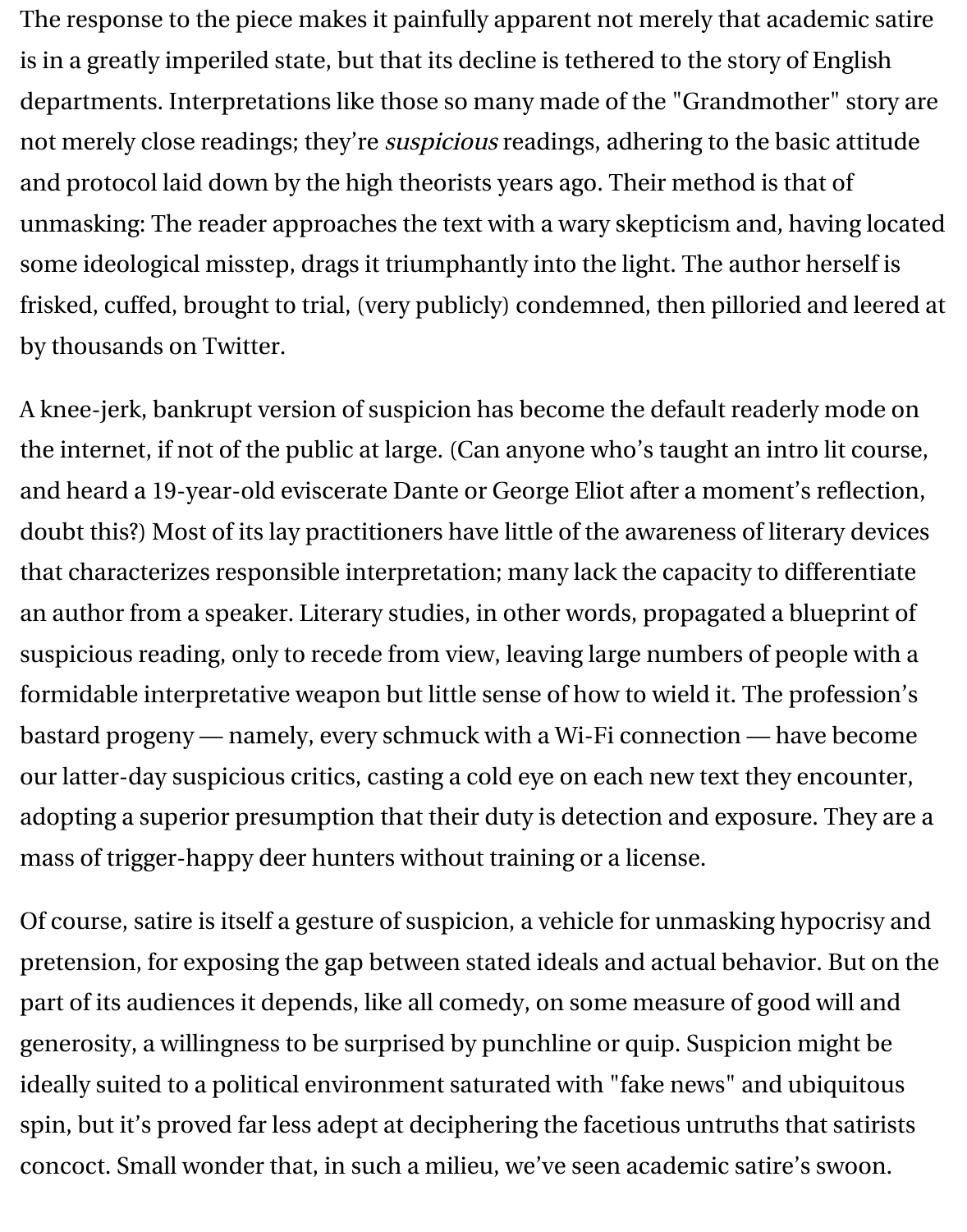The response to the piece makes it painfully apparent not merely that academic satire is in a greatly imperiled state, but that its decline is tethered to the story of English departments. Interpretations like those so many made of the "Grandmother" story are not merely close readings; they're *suspicious* readings, adhering to the basic attitude and protocol laid down by the high theorists years ago. Their method is that of unmasking: The reader approaches the text with a wary skepticism and, having located some ideological misstep, drags it triumphantly into the light. The author herself is frisked, cuffed, brought to trial, (very publicly) condemned, then pilloried and leered at by thousands on Twitter.

A knee-jerk, bankrupt version of suspicion has become the default readerly mode on the internet, if not of the public at large. (Can anyone who's taught an intro lit course, and heard a 19-year-old eviscerate Dante or George Eliot after a moment's reflection, doubt this?) Most of its lay practitioners have little of the awareness of literary devices that characterizes responsible interpretation; many lack the capacity to differentiate an author from a speaker. Literary studies, in other words, propagated a blueprint of suspicious reading, only to recede from view, leaving large numbers of people with a formidable interpretative weapon but little sense of how to wield it. The profession's bastard progeny — namely, every schmuck with a Wi-Fi connection — have become our latter-day suspicious critics, casting a cold eye on each new text they encounter, adopting a superior presumption that their duty is detection and exposure. They are a mass of trigger-happy deer hunters without training or a license.

Of course, satire is itself a gesture of suspicion, a vehicle for unmasking hypocrisy and pretension, for exposing the gap between stated ideals and actual behavior. But on the part of its audiences it depends, like all comedy, on some measure of good will and generosity, a willingness to be surprised by punchline or quip. Suspicion might be ideally suited to a political environment saturated with "fake news" and ubiquitous spin, but it's proved far less adept at deciphering the facetious untruths that satirists concoct. Small wonder that, in such a milieu, we've seen academic satire's swoon.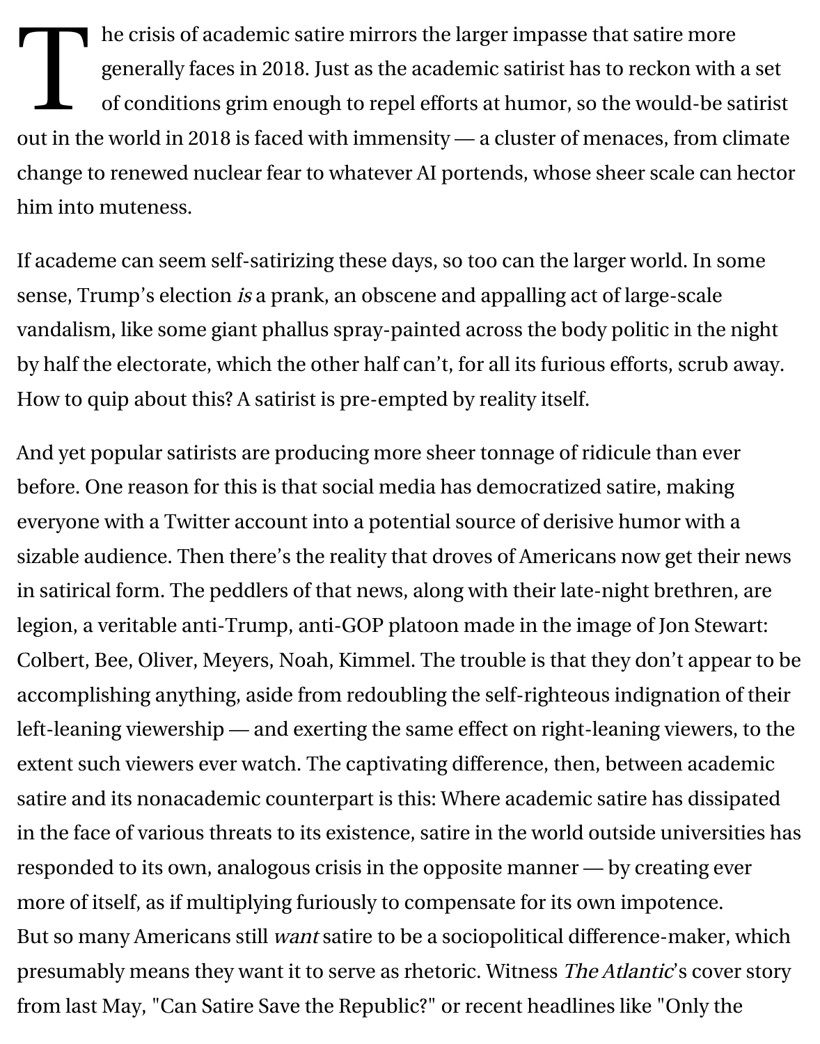The crisis of academic satire mirrors the larger impasse that satire more generally faces in 2018. Just as the academic satirist has to reckon with a set of conditions grim enough to repel efforts at humor, so the would-be satirist out in the world in 2018 is faced with immensity — a cluster of menaces, from climate change to renewed nuclear fear to whatever AI portends, whose sheer scale can hector him into muteness.

If academe can seem self-satirizing these days, so too can the larger world. In some sense, Trump's election *is* a prank, an obscene and appalling act of large-scale vandalism, like some giant phallus spray-painted across the body politic in the night by half the electorate, which the other half can't, for all its furious efforts, scrub away. How to quip about this? A satirist is pre-empted by reality itself.

And yet popular satirists are producing more sheer tonnage of ridicule than ever before. One reason for this is that social media has democratized satire, making everyone with a Twitter account into a potential source of derisive humor with a sizable audience. Then there's the reality that droves of Americans now get their news in satirical form. The peddlers of that news, along with their late-night brethren, are legion, a veritable anti-Trump, anti-GOP platoon made in the image of Jon Stewart: Colbert, Bee, Oliver, Meyers, Noah, Kimmel. The trouble is that they don't appear to be accomplishing anything, aside from redoubling the self-righteous indignation of their left-leaning viewership — and exerting the same effect on right-leaning viewers, to the extent such viewers ever watch. The captivating difference, then, between academic satire and its nonacademic counterpart is this: Where academic satire has dissipated in the face of various threats to its existence, satire in the world outside universities has responded to its own, analogous crisis in the opposite manner — by creating ever more of itself, as if multiplying furiously to compensate for its own impotence.

But so many Americans still *want* satire to be a sociopolitical difference-maker, which presumably means they want it to serve as rhetoric. Witness *The Atlantic*'s cover story from last May, "Can Satire Save the Republic?" or recent headlines like "Only the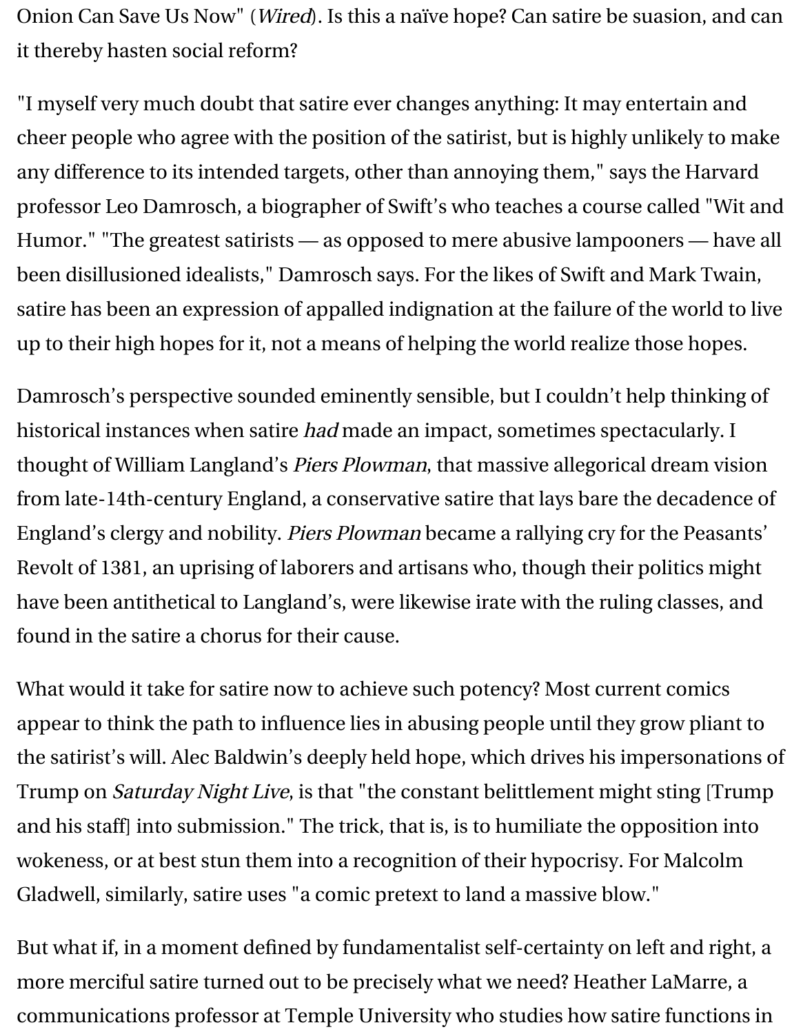Onion Can Save Us Now" (*Wired*). Is this a naïve hope? Can satire be suasion, and can it thereby hasten social reform?

"I myself very much doubt that satire ever changes anything: It may entertain and cheer people who agree with the position of the satirist, but is highly unlikely to make any difference to its intended targets, other than annoying them," says the Harvard professor Leo Damrosch, a biographer of Swift's who teaches a course called "Wit and Humor." "The greatest satirists — as opposed to mere abusive lampooners — have all been disillusioned idealists," Damrosch says. For the likes of Swift and Mark Twain, satire has been an expression of appalled indignation at the failure of the world to live up to their high hopes for it, not a means of helping the world realize those hopes.

Damrosch's perspective sounded eminently sensible, but I couldn't help thinking of historical instances when satire *had* made an impact, sometimes spectacularly. I thought of William Langland's *Piers Plowman*, that massive allegorical dream vision from late-14th-century England, a conservative satire that lays bare the decadence of England's clergy and nobility. *Piers Plowman* became a rallying cry for the Peasants' Revolt of 1381, an uprising of laborers and artisans who, though their politics might have been antithetical to Langland's, were likewise irate with the ruling classes, and found in the satire a chorus for their cause.

What would it take for satire now to achieve such potency? Most current comics appear to think the path to influence lies in abusing people until they grow pliant to the satirist's will. Alec Baldwin's deeply held hope, which drives his impersonations of Trump on *Saturday Night Live*, is that "the constant belittlement might sting [Trump and his staff] into submission." The trick, that is, is to humiliate the opposition into wokeness, or at best stun them into a recognition of their hypocrisy. For Malcolm Gladwell, similarly, satire uses "a comic pretext to land a massive blow."

But what if, in a moment defined by fundamentalist self-certainty on left and right, a more merciful satire turned out to be precisely what we need? Heather LaMarre, a communications professor at Temple University who studies how satire functions in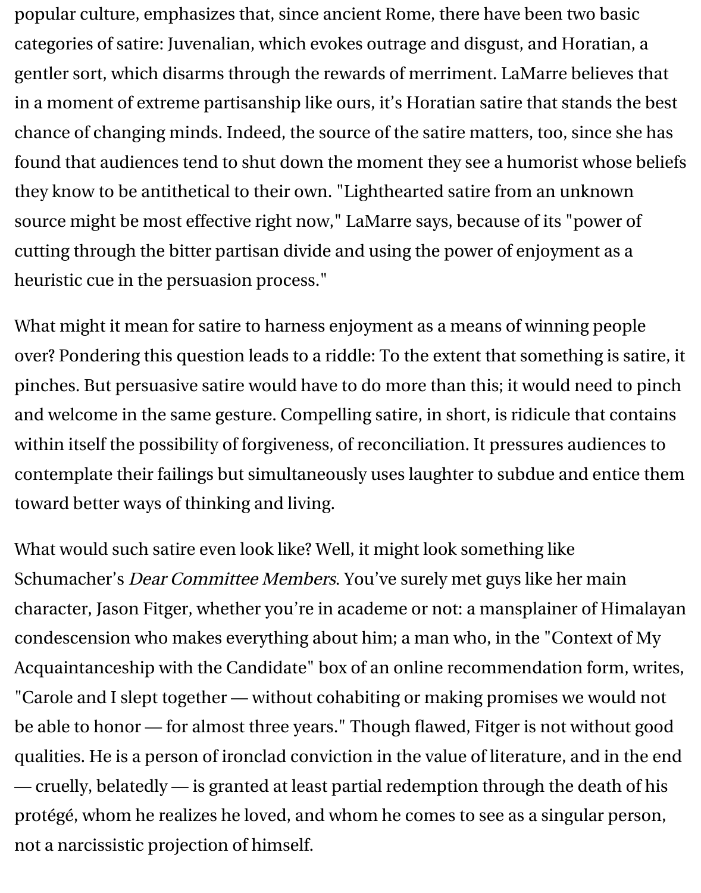popular culture, emphasizes that, since ancient Rome, there have been two basic categories of satire: Juvenalian, which evokes outrage and disgust, and Horatian, a gentler sort, which disarms through the rewards of merriment. LaMarre believes that in a moment of extreme partisanship like ours, it's Horatian satire that stands the best chance of changing minds. Indeed, the source of the satire matters, too, since she has found that audiences tend to shut down the moment they see a humorist whose beliefs they know to be antithetical to their own. "Lighthearted satire from an unknown source might be most effective right now," LaMarre says, because of its "power of cutting through the bitter partisan divide and using the power of enjoyment as a heuristic cue in the persuasion process."

What might it mean for satire to harness enjoyment as a means of winning people over? Pondering this question leads to a riddle: To the extent that something is satire, it pinches. But persuasive satire would have to do more than this; it would need to pinch and welcome in the same gesture. Compelling satire, in short, is ridicule that contains within itself the possibility of forgiveness, of reconciliation. It pressures audiences to contemplate their failings but simultaneously uses laughter to subdue and entice them toward better ways of thinking and living.

What would such satire even look like? Well, it might look something like Schumacher's *Dear Committee Members*. You've surely met guys like her main character, Jason Fitger, whether you're in academe or not: a mansplainer of Himalayan condescension who makes everything about him; a man who, in the "Context of My Acquaintanceship with the Candidate" box of an online recommendation form, writes, "Carole and I slept together — without cohabiting or making promises we would not be able to honor — for almost three years." Though flawed, Fitger is not without good qualities. He is a person of ironclad conviction in the value of literature, and in the end — cruelly, belatedly — is granted at least partial redemption through the death of his protégé, whom he realizes he loved, and whom he comes to see as a singular person, not a narcissistic projection of himself.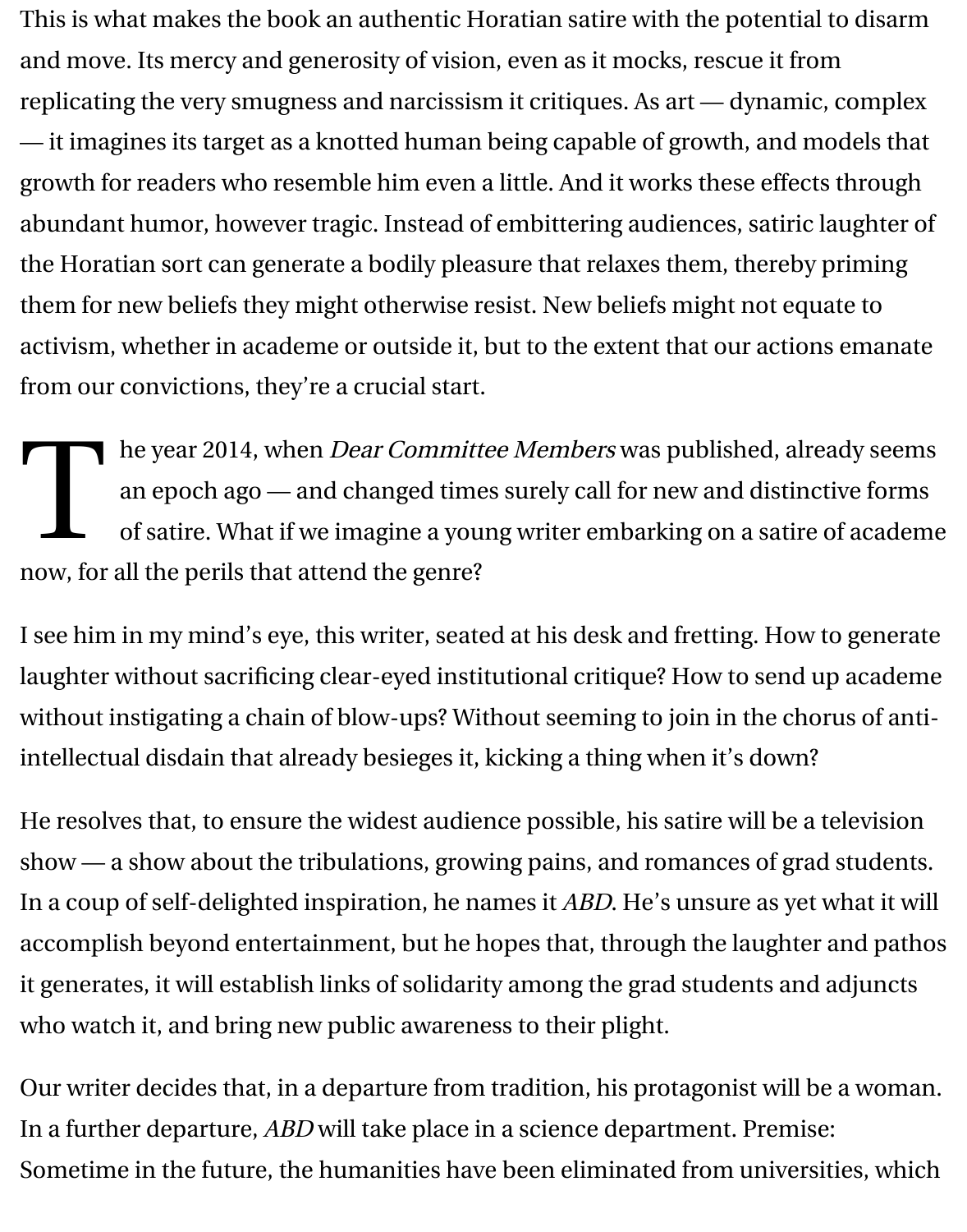This is what makes the book an authentic Horatian satire with the potential to disarm and move. Its mercy and generosity of vision, even as it mocks, rescue it from replicating the very smugness and narcissism it critiques. As art — dynamic, complex — it imagines its target as a knotted human being capable of growth, and models that growth for readers who resemble him even a little. And it works these effects through abundant humor, however tragic. Instead of embittering audiences, satiric laughter of the Horatian sort can generate a bodily pleasure that relaxes them, thereby priming them for new beliefs they might otherwise resist. New beliefs might not equate to activism, whether in academe or outside it, but to the extent that our actions emanate from our convictions, they're a crucial start.

The year 2014, when *Dear Committee Members* was published, already seems an epoch ago — and changed times surely call for new and distinctive forms of satire. What if we imagine a young writer embarking on a satire of academe now, for all the perils that attend the genre?

I see him in my mind's eye, this writer, seated at his desk and fretting. How to generate laughter without sacrificing clear-eyed institutional critique? How to send up academe without instigating a chain of blow-ups? Without seeming to join in the chorus of anti-intellectual disdain that already besieges it, kicking a thing when it's down?

He resolves that, to ensure the widest audience possible, his satire will be a television show — a show about the tribulations, growing pains, and romances of grad students. In a coup of self-delighted inspiration, he names it *ABD*. He's unsure as yet what it will accomplish beyond entertainment, but he hopes that, through the laughter and pathos it generates, it will establish links of solidarity among the grad students and adjuncts who watch it, and bring new public awareness to their plight.

Our writer decides that, in a departure from tradition, his protagonist will be a woman. In a further departure, *ABD* will take place in a science department. Premise: Sometime in the future, the humanities have been eliminated from universities, which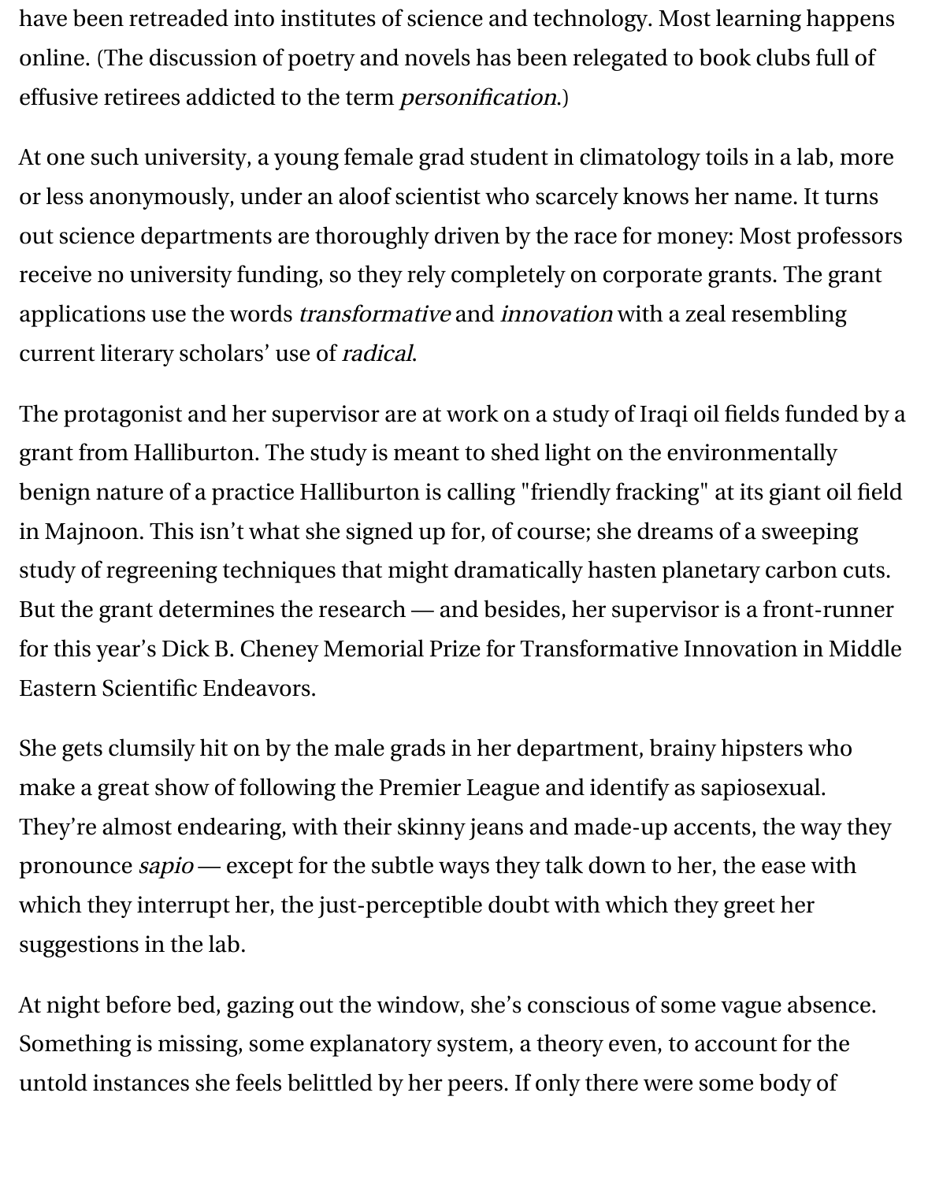have been retreaded into institutes of science and technology. Most learning happens online. (The discussion of poetry and novels has been relegated to book clubs full of effusive retirees addicted to the term *personification*.)

At one such university, a young female grad student in climatology toils in a lab, more or less anonymously, under an aloof scientist who scarcely knows her name. It turns out science departments are thoroughly driven by the race for money: Most professors receive no university funding, so they rely completely on corporate grants. The grant applications use the words *transformative* and *innovation* with a zeal resembling current literary scholars' use of *radical*.

The protagonist and her supervisor are at work on a study of Iraqi oil fields funded by a grant from Halliburton. The study is meant to shed light on the environmentally benign nature of a practice Halliburton is calling "friendly fracking" at its giant oil field in Majnoon. This isn't what she signed up for, of course; she dreams of a sweeping study of regreening techniques that might dramatically hasten planetary carbon cuts. But the grant determines the research — and besides, her supervisor is a front-runner for this year's Dick B. Cheney Memorial Prize for Transformative Innovation in Middle Eastern Scientific Endeavors.

She gets clumsily hit on by the male grads in her department, brainy hipsters who make a great show of following the Premier League and identify as sapiosexual. They're almost endearing, with their skinny jeans and made-up accents, the way they pronounce *sapio* — except for the subtle ways they talk down to her, the ease with which they interrupt her, the just-perceptible doubt with which they greet her suggestions in the lab.

At night before bed, gazing out the window, she's conscious of some vague absence. Something is missing, some explanatory system, a theory even, to account for the untold instances she feels belittled by her peers. If only there were some body of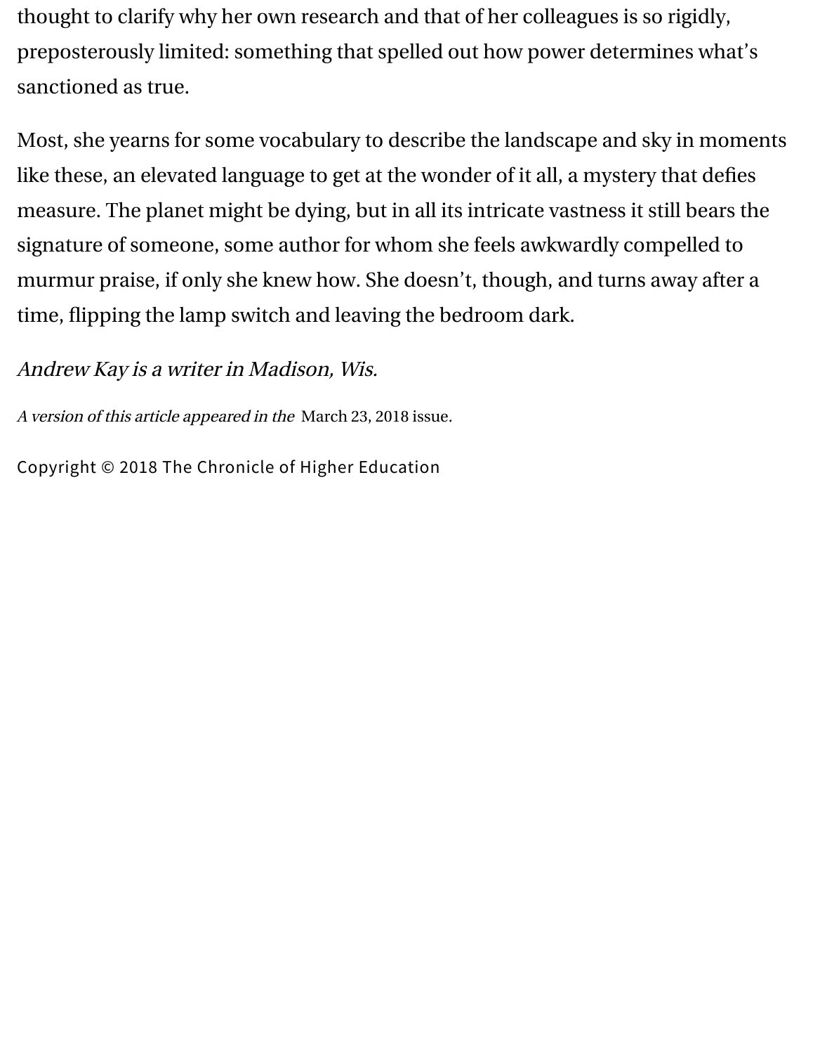thought to clarify why her own research and that of her colleagues is so rigidly, preposterously limited: something that spelled out how power determines what's sanctioned as true.

Most, she yearns for some vocabulary to describe the landscape and sky in moments like these, an elevated language to get at the wonder of it all, a mystery that defies measure. The planet might be dying, but in all its intricate vastness it still bears the signature of someone, some author for whom she feels awkwardly compelled to murmur praise, if only she knew how. She doesn't, though, and turns away after a time, flipping the lamp switch and leaving the bedroom dark.

*Andrew Kay is a writer in Madison, Wis.*

*A version of this article appeared in the* March 23, 2018 issue.

Copyright © 2018 The Chronicle of Higher Education